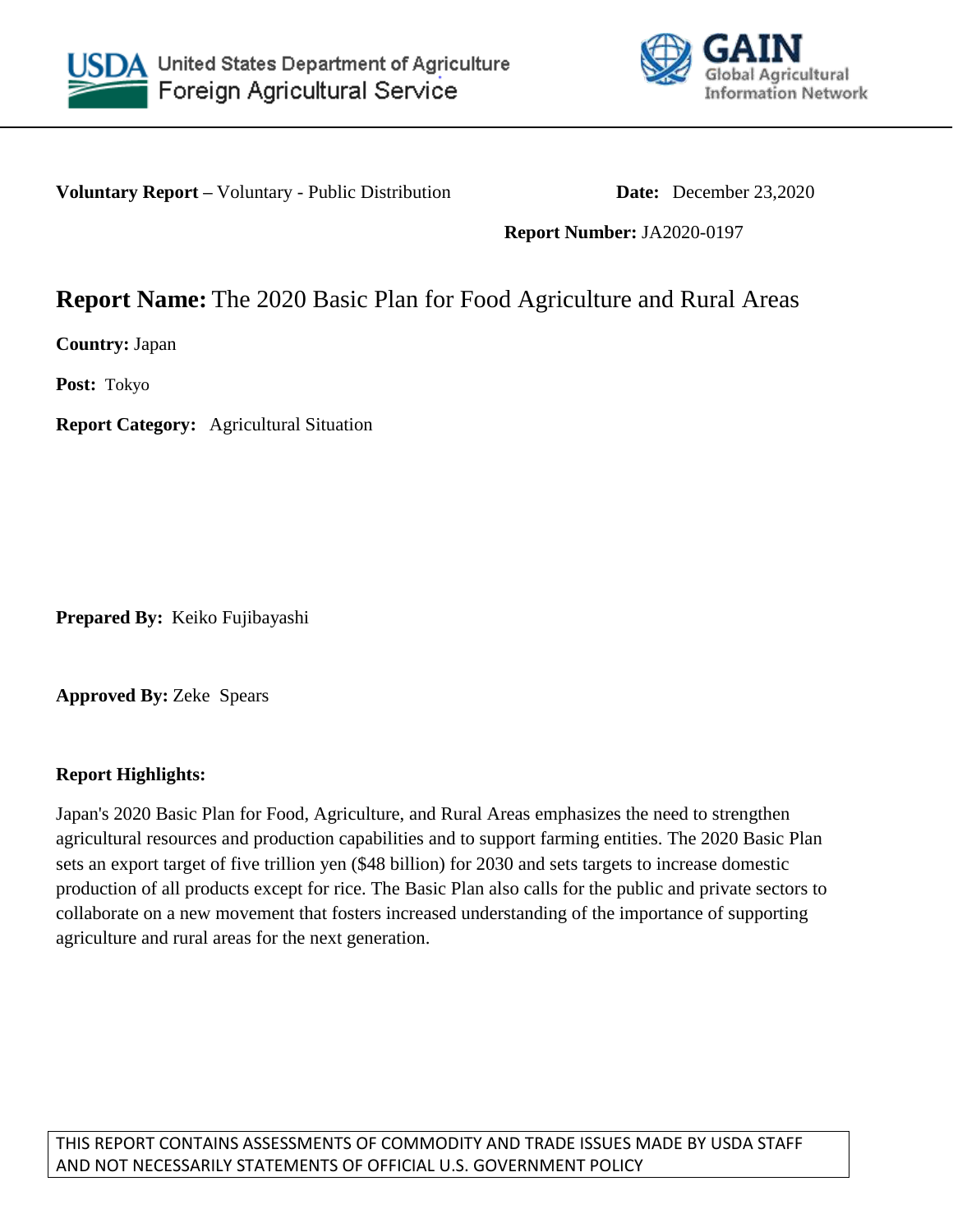USDA United States Department of Agriculture
Foreign Agricultural Service

GAIN Global Agricultural Information Network

**Voluntary Report –** Voluntary - Public Distribution **Date:** December 23,2020

**Report Number:** JA2020-0197

# **Report Name:** The 2020 Basic Plan for Food Agriculture and Rural Areas

**Country:** Japan

**Post:** Tokyo

**Report Category:** Agricultural Situation

**Prepared By:** Keiko Fujibayashi

**Approved By:** Zeke Spears

**Report Highlights:**

Japan's 2020 Basic Plan for Food, Agriculture, and Rural Areas emphasizes the need to strengthen agricultural resources and production capabilities and to support farming entities. The 2020 Basic Plan sets an export target of five trillion yen ($48 billion) for 2030 and sets targets to increase domestic production of all products except for rice. The Basic Plan also calls for the public and private sectors to collaborate on a new movement that fosters increased understanding of the importance of supporting agriculture and rural areas for the next generation.

THIS REPORT CONTAINS ASSESSMENTS OF COMMODITY AND TRADE ISSUES MADE BY USDA STAFF AND NOT NECESSARILY STATEMENTS OF OFFICIAL U.S. GOVERNMENT POLICY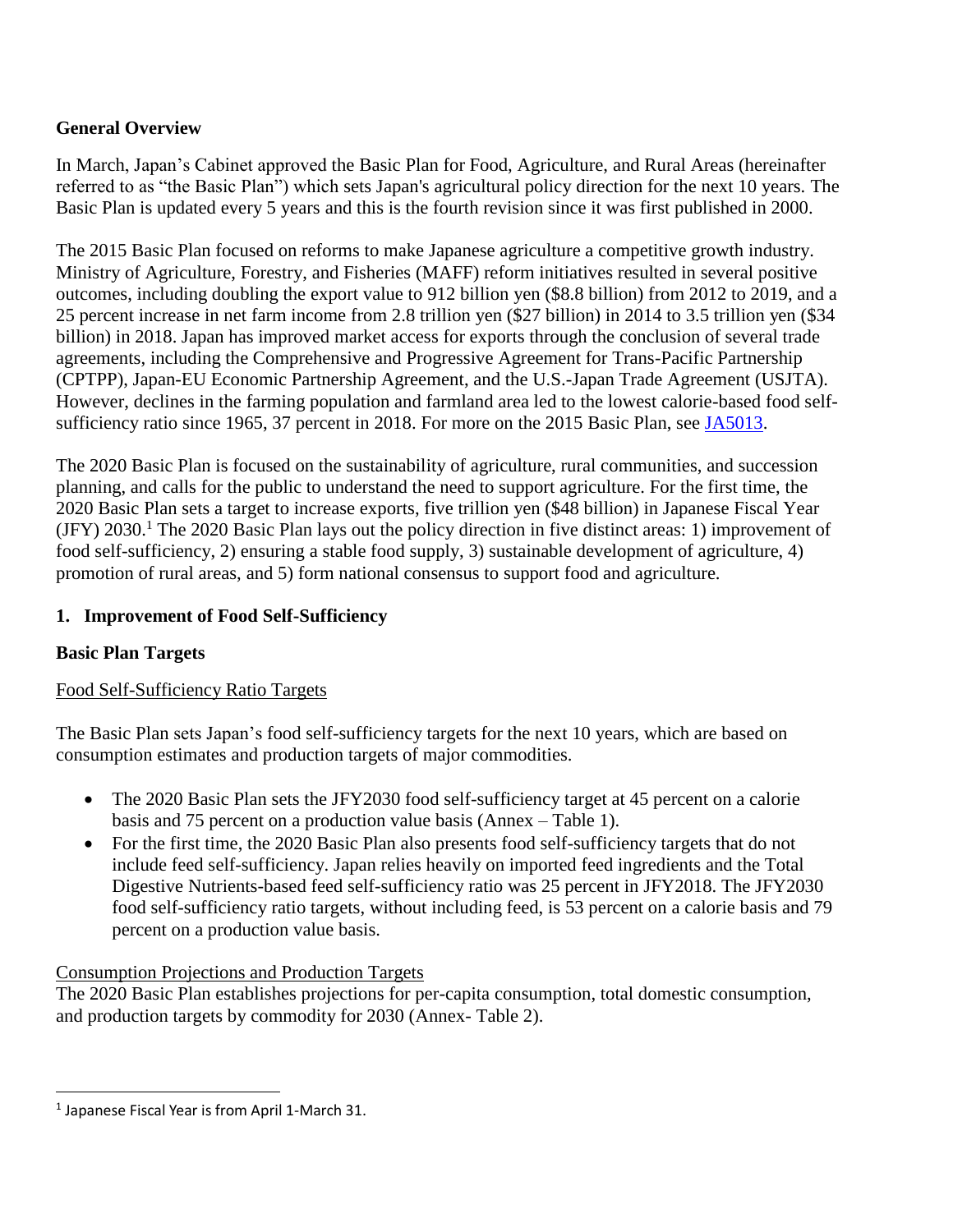## General Overview

In March, Japan's Cabinet approved the Basic Plan for Food, Agriculture, and Rural Areas (hereinafter referred to as "the Basic Plan") which sets Japan's agricultural policy direction for the next 10 years. The Basic Plan is updated every 5 years and this is the fourth revision since it was first published in 2000.

The 2015 Basic Plan focused on reforms to make Japanese agriculture a competitive growth industry. Ministry of Agriculture, Forestry, and Fisheries (MAFF) reform initiatives resulted in several positive outcomes, including doubling the export value to 912 billion yen ($8.8 billion) from 2012 to 2019, and a 25 percent increase in net farm income from 2.8 trillion yen ($27 billion) in 2014 to 3.5 trillion yen ($34 billion) in 2018. Japan has improved market access for exports through the conclusion of several trade agreements, including the Comprehensive and Progressive Agreement for Trans-Pacific Partnership (CPTPP), Japan-EU Economic Partnership Agreement, and the U.S.-Japan Trade Agreement (USJTA). However, declines in the farming population and farmland area led to the lowest calorie-based food self-sufficiency ratio since 1965, 37 percent in 2018. For more on the 2015 Basic Plan, see JA5013.

The 2020 Basic Plan is focused on the sustainability of agriculture, rural communities, and succession planning, and calls for the public to understand the need to support agriculture. For the first time, the 2020 Basic Plan sets a target to increase exports, five trillion yen ($48 billion) in Japanese Fiscal Year (JFY) 2030.[1] The 2020 Basic Plan lays out the policy direction in five distinct areas: 1) improvement of food self-sufficiency, 2) ensuring a stable food supply, 3) sustainable development of agriculture, 4) promotion of rural areas, and 5) form national consensus to support food and agriculture.

## 1. Improvement of Food Self-Sufficiency

### Basic Plan Targets

Food Self-Sufficiency Ratio Targets

The Basic Plan sets Japan's food self-sufficiency targets for the next 10 years, which are based on consumption estimates and production targets of major commodities.

- The 2020 Basic Plan sets the JFY2030 food self-sufficiency target at 45 percent on a calorie basis and 75 percent on a production value basis (Annex – Table 1).
- For the first time, the 2020 Basic Plan also presents food self-sufficiency targets that do not include feed self-sufficiency. Japan relies heavily on imported feed ingredients and the Total Digestive Nutrients-based feed self-sufficiency ratio was 25 percent in JFY2018. The JFY2030 food self-sufficiency ratio targets, without including feed, is 53 percent on a calorie basis and 79 percent on a production value basis.

Consumption Projections and Production Targets

The 2020 Basic Plan establishes projections for per-capita consumption, total domestic consumption, and production targets by commodity for 2030 (Annex- Table 2).

[1] Japanese Fiscal Year is from April 1-March 31.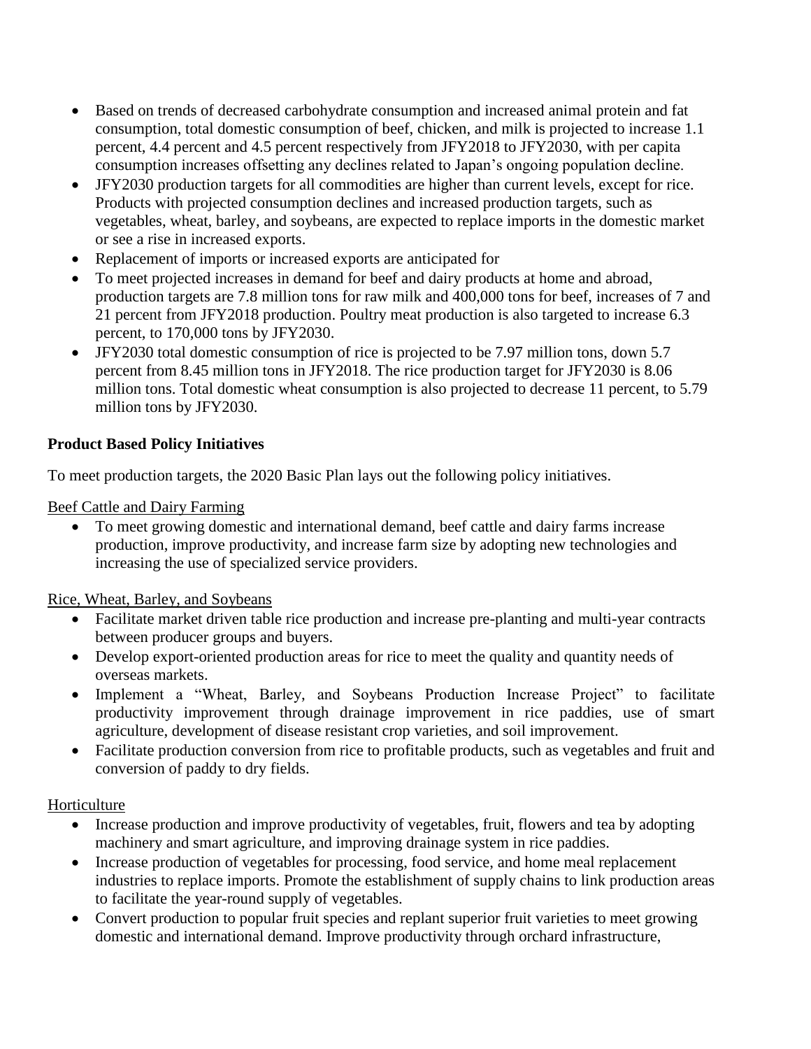- Based on trends of decreased carbohydrate consumption and increased animal protein and fat consumption, total domestic consumption of beef, chicken, and milk is projected to increase 1.1 percent, 4.4 percent and 4.5 percent respectively from JFY2018 to JFY2030, with per capita consumption increases offsetting any declines related to Japan's ongoing population decline.
- JFY2030 production targets for all commodities are higher than current levels, except for rice. Products with projected consumption declines and increased production targets, such as vegetables, wheat, barley, and soybeans, are expected to replace imports in the domestic market or see a rise in increased exports.
- Replacement of imports or increased exports are anticipated for
- To meet projected increases in demand for beef and dairy products at home and abroad, production targets are 7.8 million tons for raw milk and 400,000 tons for beef, increases of 7 and 21 percent from JFY2018 production. Poultry meat production is also targeted to increase 6.3 percent, to 170,000 tons by JFY2030.
- JFY2030 total domestic consumption of rice is projected to be 7.97 million tons, down 5.7 percent from 8.45 million tons in JFY2018. The rice production target for JFY2030 is 8.06 million tons. Total domestic wheat consumption is also projected to decrease 11 percent, to 5.79 million tons by JFY2030.

**Product Based Policy Initiatives**

To meet production targets, the 2020 Basic Plan lays out the following policy initiatives.

Beef Cattle and Dairy Farming

- To meet growing domestic and international demand, beef cattle and dairy farms increase production, improve productivity, and increase farm size by adopting new technologies and increasing the use of specialized service providers.

Rice, Wheat, Barley, and Soybeans

- Facilitate market driven table rice production and increase pre-planting and multi-year contracts between producer groups and buyers.
- Develop export-oriented production areas for rice to meet the quality and quantity needs of overseas markets.
- Implement a "Wheat, Barley, and Soybeans Production Increase Project" to facilitate productivity improvement through drainage improvement in rice paddies, use of smart agriculture, development of disease resistant crop varieties, and soil improvement.
- Facilitate production conversion from rice to profitable products, such as vegetables and fruit and conversion of paddy to dry fields.

Horticulture

- Increase production and improve productivity of vegetables, fruit, flowers and tea by adopting machinery and smart agriculture, and improving drainage system in rice paddies.
- Increase production of vegetables for processing, food service, and home meal replacement industries to replace imports. Promote the establishment of supply chains to link production areas to facilitate the year-round supply of vegetables.
- Convert production to popular fruit species and replant superior fruit varieties to meet growing domestic and international demand. Improve productivity through orchard infrastructure,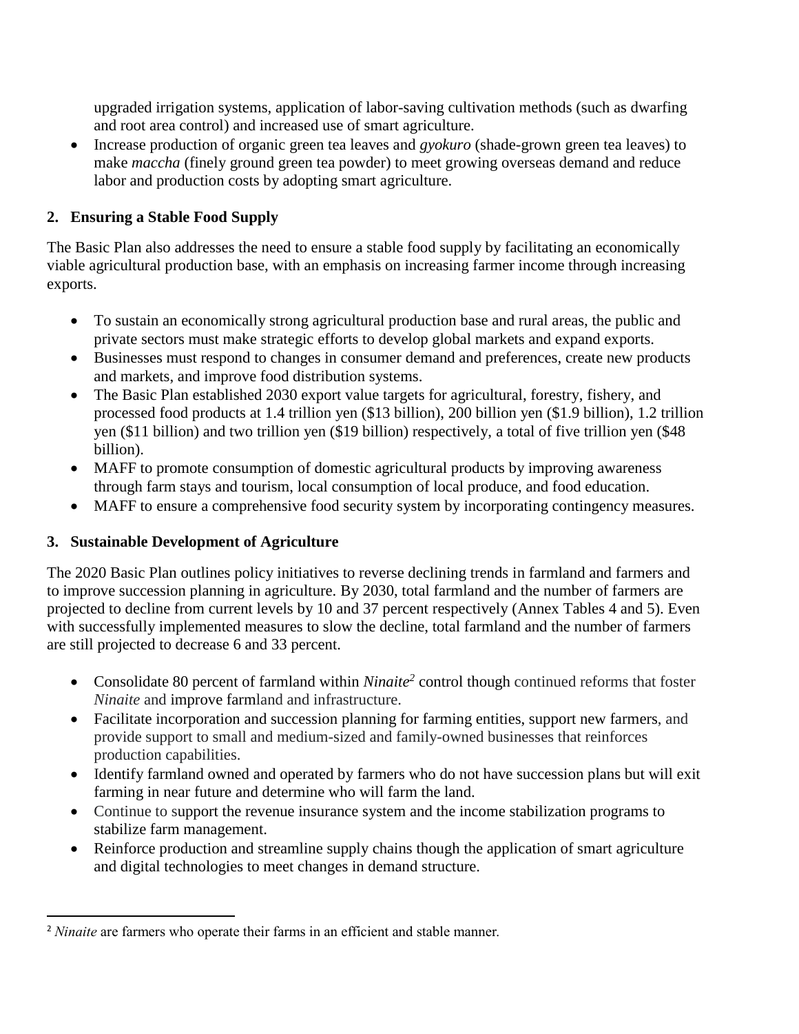upgraded irrigation systems, application of labor-saving cultivation methods (such as dwarfing and root area control) and increased use of smart agriculture.

- Increase production of organic green tea leaves and *gyokuro* (shade-grown green tea leaves) to make *maccha* (finely ground green tea powder) to meet growing overseas demand and reduce labor and production costs by adopting smart agriculture.

## 2. Ensuring a Stable Food Supply

The Basic Plan also addresses the need to ensure a stable food supply by facilitating an economically viable agricultural production base, with an emphasis on increasing farmer income through increasing exports.

- To sustain an economically strong agricultural production base and rural areas, the public and private sectors must make strategic efforts to develop global markets and expand exports.
- Businesses must respond to changes in consumer demand and preferences, create new products and markets, and improve food distribution systems.
- The Basic Plan established 2030 export value targets for agricultural, forestry, fishery, and processed food products at 1.4 trillion yen ($13 billion), 200 billion yen ($1.9 billion), 1.2 trillion yen ($11 billion) and two trillion yen ($19 billion) respectively, a total of five trillion yen ($48 billion).
- MAFF to promote consumption of domestic agricultural products by improving awareness through farm stays and tourism, local consumption of local produce, and food education.
- MAFF to ensure a comprehensive food security system by incorporating contingency measures.

## 3. Sustainable Development of Agriculture

The 2020 Basic Plan outlines policy initiatives to reverse declining trends in farmland and farmers and to improve succession planning in agriculture. By 2030, total farmland and the number of farmers are projected to decline from current levels by 10 and 37 percent respectively (Annex Tables 4 and 5). Even with successfully implemented measures to slow the decline, total farmland and the number of farmers are still projected to decrease 6 and 33 percent.

- Consolidate 80 percent of farmland within *Ninaite*[2] control though continued reforms that foster *Ninaite* and improve farmland and infrastructure.
- Facilitate incorporation and succession planning for farming entities, support new farmers, and provide support to small and medium-sized and family-owned businesses that reinforces production capabilities.
- Identify farmland owned and operated by farmers who do not have succession plans but will exit farming in near future and determine who will farm the land.
- Continue to support the revenue insurance system and the income stabilization programs to stabilize farm management.
- Reinforce production and streamline supply chains though the application of smart agriculture and digital technologies to meet changes in demand structure.

[2] *Ninaite* are farmers who operate their farms in an efficient and stable manner.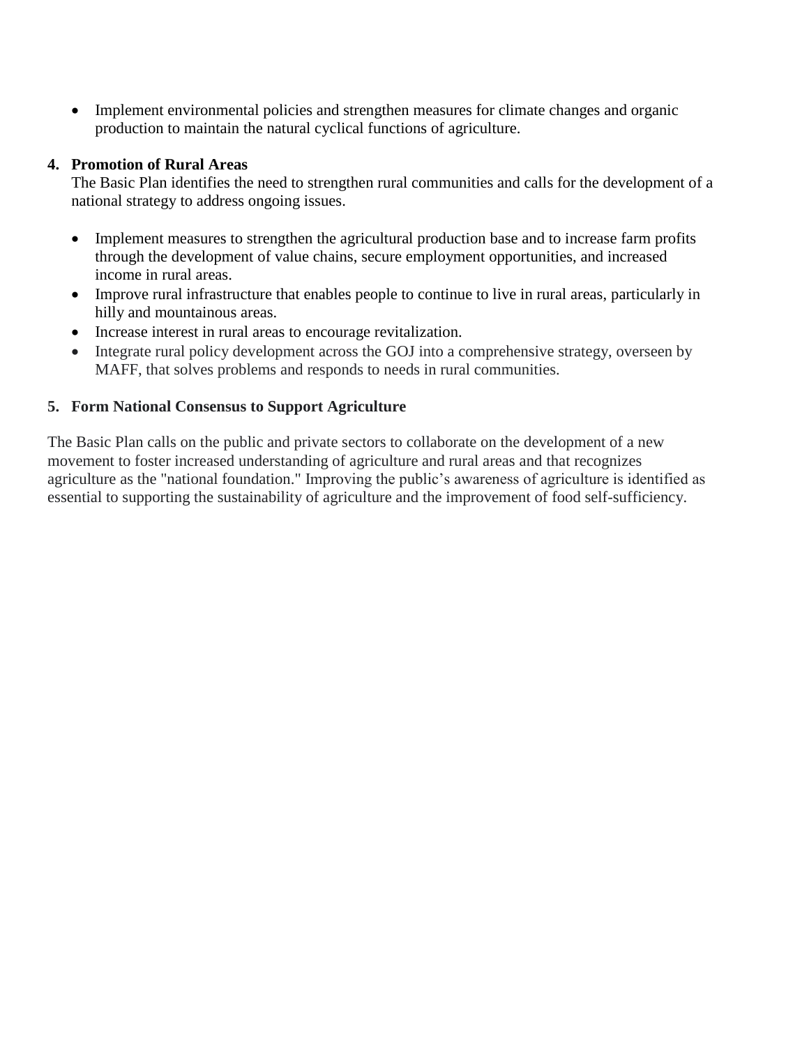- Implement environmental policies and strengthen measures for climate changes and organic production to maintain the natural cyclical functions of agriculture.

4. **Promotion of Rural Areas**

   The Basic Plan identifies the need to strengthen rural communities and calls for the development of a national strategy to address ongoing issues.

   - Implement measures to strengthen the agricultural production base and to increase farm profits through the development of value chains, secure employment opportunities, and increased income in rural areas.
   - Improve rural infrastructure that enables people to continue to live in rural areas, particularly in hilly and mountainous areas.
   - Increase interest in rural areas to encourage revitalization.
   - Integrate rural policy development across the GOJ into a comprehensive strategy, overseen by MAFF, that solves problems and responds to needs in rural communities.

5. **Form National Consensus to Support Agriculture**

The Basic Plan calls on the public and private sectors to collaborate on the development of a new movement to foster increased understanding of agriculture and rural areas and that recognizes agriculture as the "national foundation." Improving the public's awareness of agriculture is identified as essential to supporting the sustainability of agriculture and the improvement of food self-sufficiency.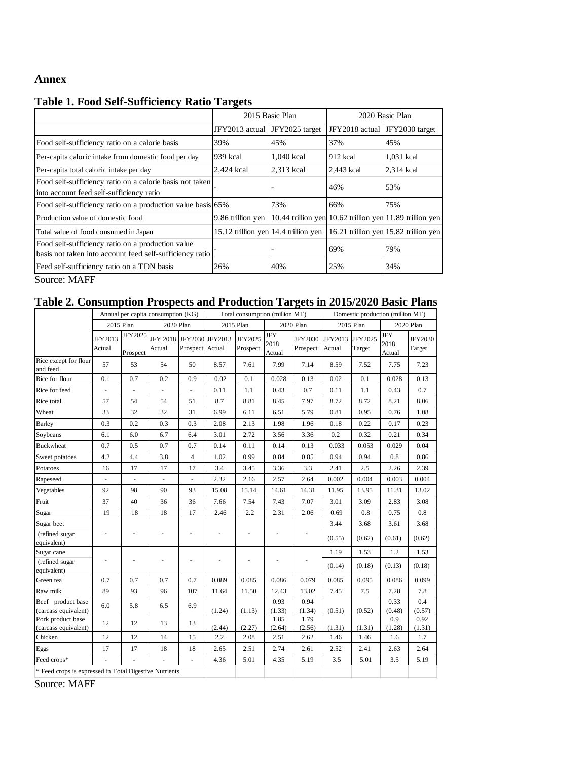## Annex

### Table 1. Food Self-Sufficiency Ratio Targets

| | 2015 Basic Plan | | 2020 Basic Plan | |
|---|---|---|---|---|
| | JFY2013 actual | JFY2025 target | JFY2018 actual | JFY2030 target |
| Food self-sufficiency ratio on a calorie basis | 39% | 45% | 37% | 45% |
| Per-capita caloric intake from domestic food per day | 939 kcal | 1,040 kcal | 912 kcal | 1,031 kcal |
| Per-capita total caloric intake per day | 2,424 kcal | 2,313 kcal | 2,443 kcal | 2,314 kcal |
| Food self-sufficiency ratio on a calorie basis not taken into account feed self-sufficiency ratio | - | - | 46% | 53% |
| Food self-sufficiency ratio on a production value basis | 65% | 73% | 66% | 75% |
| Production value of domestic food | 9.86 trillion yen | 10.44 trillion yen | 10.62 trillion yen | 11.89 trillion yen |
| Total value of food consumed in Japan | 15.12 trillion yen | 14.4 trillion yen | 16.21 trillion yen | 15.82 trillion yen |
| Food self-sufficiency ratio on a production value basis not taken into account feed self-sufficiency ratio | - | - | 69% | 79% |
| Feed self-sufficiency ratio on a TDN basis | 26% | 40% | 25% | 34% |

Source: MAFF

### Table 2. Consumption Prospects and Production Targets in 2015/2020 Basic Plans

| | Annual per capita consumption (KG) | | | | Total consumption (million MT) | | | | Domestic production (million MT) | | | |
|---|---|---|---|---|---|---|---|---|---|---|---|---|
| | 2015 Plan | | 2020 Plan | | 2015 Plan | | 2020 Plan | | 2015 Plan | | 2020 Plan | |
| | JFY2013 Actual | JFY2025 Prospect | JFY 2018 Actual | JFY2030 Prospect | JFY2013 Actual | JFY2025 Prospect | JFY 2018 Actual | JFY2030 Prospect | JFY2013 Actual | JFY2025 Target | JFY 2018 Actual | JFY2030 Target |
| Rice except for flour and feed | 57 | 53 | 54 | 50 | 8.57 | 7.61 | 7.99 | 7.14 | 8.59 | 7.52 | 7.75 | 7.23 |
| Rice for flour | 0.1 | 0.7 | 0.2 | 0.9 | 0.02 | 0.1 | 0.028 | 0.13 | 0.02 | 0.1 | 0.028 | 0.13 |
| Rice for feed | - | - | - | - | 0.11 | 1.1 | 0.43 | 0.7 | 0.11 | 1.1 | 0.43 | 0.7 |
| Rice total | 57 | 54 | 54 | 51 | 8.7 | 8.81 | 8.45 | 7.97 | 8.72 | 8.72 | 8.21 | 8.06 |
| Wheat | 33 | 32 | 32 | 31 | 6.99 | 6.11 | 6.51 | 5.79 | 0.81 | 0.95 | 0.76 | 1.08 |
| Barley | 0.3 | 0.2 | 0.3 | 0.3 | 2.08 | 2.13 | 1.98 | 1.96 | 0.18 | 0.22 | 0.17 | 0.23 |
| Soybeans | 6.1 | 6.0 | 6.7 | 6.4 | 3.01 | 2.72 | 3.56 | 3.36 | 0.2 | 0.32 | 0.21 | 0.34 |
| Buckwheat | 0.7 | 0.5 | 0.7 | 0.7 | 0.14 | 0.11 | 0.14 | 0.13 | 0.033 | 0.053 | 0.029 | 0.04 |
| Sweet potatoes | 4.2 | 4.4 | 3.8 | 4 | 1.02 | 0.99 | 0.84 | 0.85 | 0.94 | 0.94 | 0.8 | 0.86 |
| Potatoes | 16 | 17 | 17 | 17 | 3.4 | 3.45 | 3.36 | 3.3 | 2.41 | 2.5 | 2.26 | 2.39 |
| Rapeseed | - | - | - | - | 2.32 | 2.16 | 2.57 | 2.64 | 0.002 | 0.004 | 0.003 | 0.004 |
| Vegetables | 92 | 98 | 90 | 93 | 15.08 | 15.14 | 14.61 | 14.31 | 11.95 | 13.95 | 11.31 | 13.02 |
| Fruit | 37 | 40 | 36 | 36 | 7.66 | 7.54 | 7.43 | 7.07 | 3.01 | 3.09 | 2.83 | 3.08 |
| Sugar | 19 | 18 | 18 | 17 | 2.46 | 2.2 | 2.31 | 2.06 | 0.69 | 0.8 | 0.75 | 0.8 |
| Sugar beet | - | - | - | - | - | - | - | - | 3.44 | 3.68 | 3.61 | 3.68 |
| (refined sugar equivalent) | | | | | | | | | (0.55) | (0.62) | (0.61) | (0.62) |
| Sugar cane | - | - | - | - | - | - | - | - | 1.19 | 1.53 | 1.2 | 1.53 |
| (refined sugar equivalent) | | | | | | | | | (0.14) | (0.18) | (0.13) | (0.18) |
| Green tea | 0.7 | 0.7 | 0.7 | 0.7 | 0.089 | 0.085 | 0.086 | 0.079 | 0.085 | 0.095 | 0.086 | 0.099 |
| Raw milk | 89 | 93 | 96 | 107 | 11.64 | 11.50 | 12.43 | 13.02 | 7.45 | 7.5 | 7.28 | 7.8 |
| Beef product base (carcass equivalent) | 6.0 | 5.8 | 6.5 | 6.9 | (1.24) | (1.13) | 0.93 (1.33) | 0.94 (1.34) | (0.51) | (0.52) | 0.33 (0.48) | 0.4 (0.57) |
| Pork product base (carcass equivalent) | 12 | 12 | 13 | 13 | (2.44) | (2.27) | 1.85 (2.64) | 1.79 (2.56) | (1.31) | (1.31) | 0.9 (1.28) | 0.92 (1.31) |
| Chicken | 12 | 12 | 14 | 15 | 2.2 | 2.08 | 2.51 | 2.62 | 1.46 | 1.46 | 1.6 | 1.7 |
| Eggs | 17 | 17 | 18 | 18 | 2.65 | 2.51 | 2.74 | 2.61 | 2.52 | 2.41 | 2.63 | 2.64 |
| Feed crops* | - | - | - | - | 4.36 | 5.01 | 4.35 | 5.19 | 3.5 | 5.01 | 3.5 | 5.19 |

* Feed crops is expressed in Total Digestive Nutrients

Source: MAFF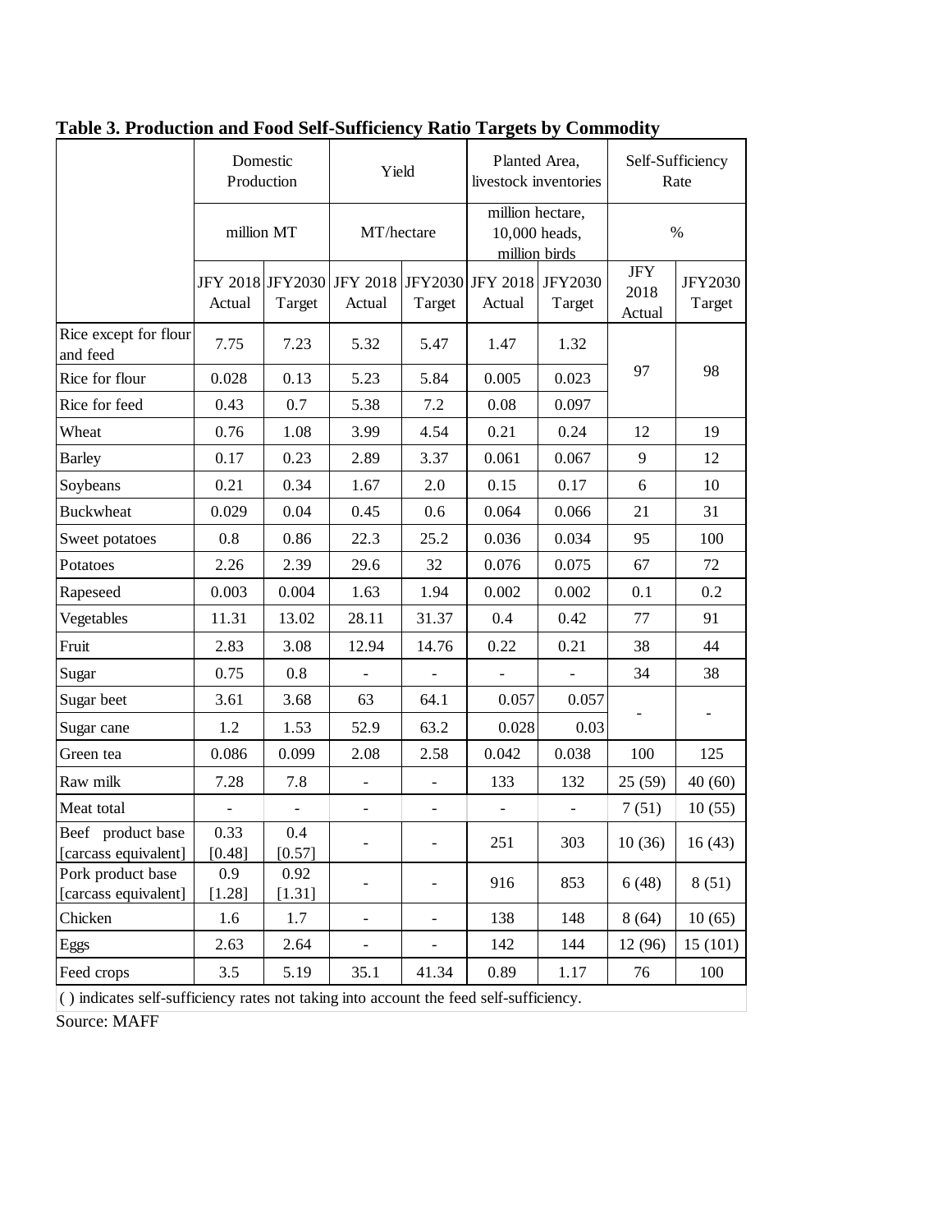**Table 3. Production and Food Self-Sufficiency Ratio Targets by Commodity**

| | Domestic Production | | Yield | | Planted Area, livestock inventories | | Self-Sufficiency Rate | |
|---|---|---|---|---|---|---|---|---|
| | million MT | | MT/hectare | | million hectare, 10,000 heads, million birds | | % | |
| | JFY 2018 Actual | JFY2030 Target | JFY 2018 Actual | JFY2030 Target | JFY 2018 Actual | JFY2030 Target | JFY 2018 Actual | JFY2030 Target |
| Rice except for flour and feed | 7.75 | 7.23 | 5.32 | 5.47 | 1.47 | 1.32 | 97 | 98 |
| Rice for flour | 0.028 | 0.13 | 5.23 | 5.84 | 0.005 | 0.023 | | |
| Rice for feed | 0.43 | 0.7 | 5.38 | 7.2 | 0.08 | 0.097 | | |
| Wheat | 0.76 | 1.08 | 3.99 | 4.54 | 0.21 | 0.24 | 12 | 19 |
| Barley | 0.17 | 0.23 | 2.89 | 3.37 | 0.061 | 0.067 | 9 | 12 |
| Soybeans | 0.21 | 0.34 | 1.67 | 2.0 | 0.15 | 0.17 | 6 | 10 |
| Buckwheat | 0.029 | 0.04 | 0.45 | 0.6 | 0.064 | 0.066 | 21 | 31 |
| Sweet potatoes | 0.8 | 0.86 | 22.3 | 25.2 | 0.036 | 0.034 | 95 | 100 |
| Potatoes | 2.26 | 2.39 | 29.6 | 32 | 0.076 | 0.075 | 67 | 72 |
| Rapeseed | 0.003 | 0.004 | 1.63 | 1.94 | 0.002 | 0.002 | 0.1 | 0.2 |
| Vegetables | 11.31 | 13.02 | 28.11 | 31.37 | 0.4 | 0.42 | 77 | 91 |
| Fruit | 2.83 | 3.08 | 12.94 | 14.76 | 0.22 | 0.21 | 38 | 44 |
| Sugar | 0.75 | 0.8 | - | - | - | - | 34 | 38 |
| Sugar beet | 3.61 | 3.68 | 63 | 64.1 | 0.057 | 0.057 | - | - |
| Sugar cane | 1.2 | 1.53 | 52.9 | 63.2 | 0.028 | 0.03 | | |
| Green tea | 0.086 | 0.099 | 2.08 | 2.58 | 0.042 | 0.038 | 100 | 125 |
| Raw milk | 7.28 | 7.8 | - | - | 133 | 132 | 25 (59) | 40 (60) |
| Meat total | - | - | - | - | - | - | 7 (51) | 10 (55) |
| Beef product base [carcass equivalent] | 0.33 [0.48] | 0.4 [0.57] | - | - | 251 | 303 | 10 (36) | 16 (43) |
| Pork product base [carcass equivalent] | 0.9 [1.28] | 0.92 [1.31] | - | - | 916 | 853 | 6 (48) | 8 (51) |
| Chicken | 1.6 | 1.7 | - | - | 138 | 148 | 8 (64) | 10 (65) |
| Eggs | 2.63 | 2.64 | - | - | 142 | 144 | 12 (96) | 15 (101) |
| Feed crops | 3.5 | 5.19 | 35.1 | 41.34 | 0.89 | 1.17 | 76 | 100 |

( ) indicates self-sufficiency rates not taking into account the feed self-sufficiency.

Source: MAFF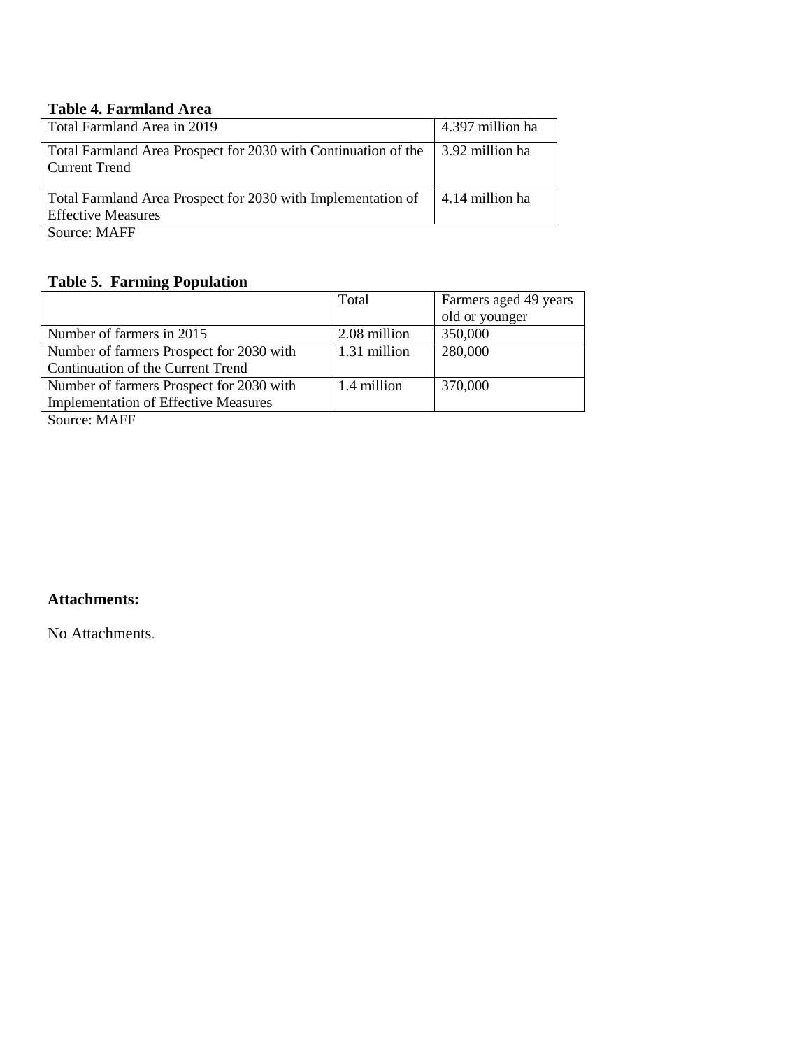**Table 4. Farmland Area**

| | |
|---|---|
| Total Farmland Area in 2019 | 4.397 million ha |
| Total Farmland Area Prospect for 2030 with Continuation of the Current Trend | 3.92 million ha |
| Total Farmland Area Prospect for 2030 with Implementation of Effective Measures | 4.14 million ha |

Source: MAFF

**Table 5. Farming Population**

| | Total | Farmers aged 49 years old or younger |
|---|---|---|
| Number of farmers in 2015 | 2.08 million | 350,000 |
| Number of farmers Prospect for 2030 with Continuation of the Current Trend | 1.31 million | 280,000 |
| Number of farmers Prospect for 2030 with Implementation of Effective Measures | 1.4 million | 370,000 |

Source: MAFF

**Attachments:**

No Attachments.